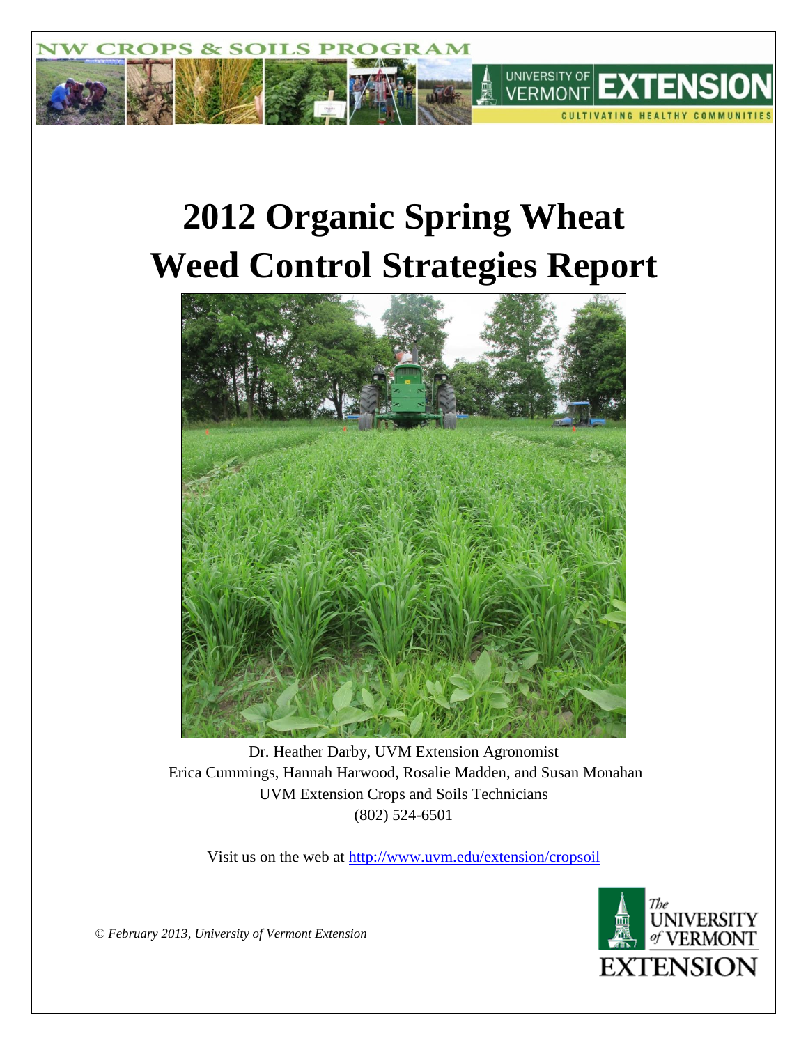NW CROPS & SOILS PROGRAM

UNIVERSITY OF VERMONT EXTENSION

CULTIVATING HEALTHY COMMUNITIES

# 2012 Organic Spring Wheat Weed Control Strategies Report

Dr. Heather Darby, UVM Extension Agronomist
Erica Cummings, Hannah Harwood, Rosalie Madden, and Susan Monahan
UVM Extension Crops and Soils Technicians
(802) 524-6501

Visit us on the web at http://www.uvm.edu/extension/cropsoil

*© February 2013, University of Vermont Extension*

The University of Vermont Extension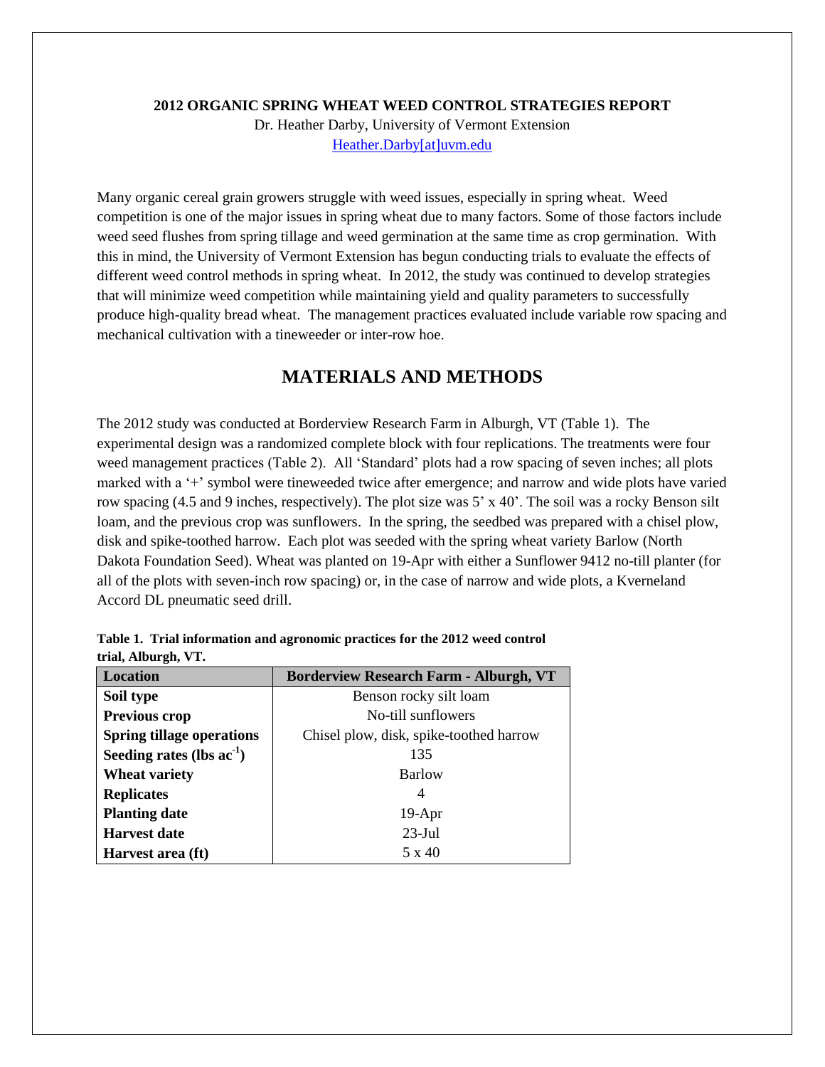**2012 ORGANIC SPRING WHEAT WEED CONTROL STRATEGIES REPORT**
Dr. Heather Darby, University of Vermont Extension
Heather.Darby[at]uvm.edu

Many organic cereal grain growers struggle with weed issues, especially in spring wheat. Weed competition is one of the major issues in spring wheat due to many factors. Some of those factors include weed seed flushes from spring tillage and weed germination at the same time as crop germination. With this in mind, the University of Vermont Extension has begun conducting trials to evaluate the effects of different weed control methods in spring wheat. In 2012, the study was continued to develop strategies that will minimize weed competition while maintaining yield and quality parameters to successfully produce high-quality bread wheat. The management practices evaluated include variable row spacing and mechanical cultivation with a tineweeder or inter-row hoe.

# MATERIALS AND METHODS

The 2012 study was conducted at Borderview Research Farm in Alburgh, VT (Table 1). The experimental design was a randomized complete block with four replications. The treatments were four weed management practices (Table 2). All 'Standard' plots had a row spacing of seven inches; all plots marked with a '+' symbol were tineweeded twice after emergence; and narrow and wide plots have varied row spacing (4.5 and 9 inches, respectively). The plot size was 5' x 40'. The soil was a rocky Benson silt loam, and the previous crop was sunflowers. In the spring, the seedbed was prepared with a chisel plow, disk and spike-toothed harrow. Each plot was seeded with the spring wheat variety Barlow (North Dakota Foundation Seed). Wheat was planted on 19-Apr with either a Sunflower 9412 no-till planter (for all of the plots with seven-inch row spacing) or, in the case of narrow and wide plots, a Kverneland Accord DL pneumatic seed drill.

**Table 1. Trial information and agronomic practices for the 2012 weed control trial, Alburgh, VT.**

| Location | Borderview Research Farm - Alburgh, VT |
|---|---|
| Soil type | Benson rocky silt loam |
| Previous crop | No-till sunflowers |
| Spring tillage operations | Chisel plow, disk, spike-toothed harrow |
| Seeding rates (lbs ac$^{-1}$) | 135 |
| Wheat variety | Barlow |
| Replicates | 4 |
| Planting date | 19-Apr |
| Harvest date | 23-Jul |
| Harvest area (ft) | 5 x 40 |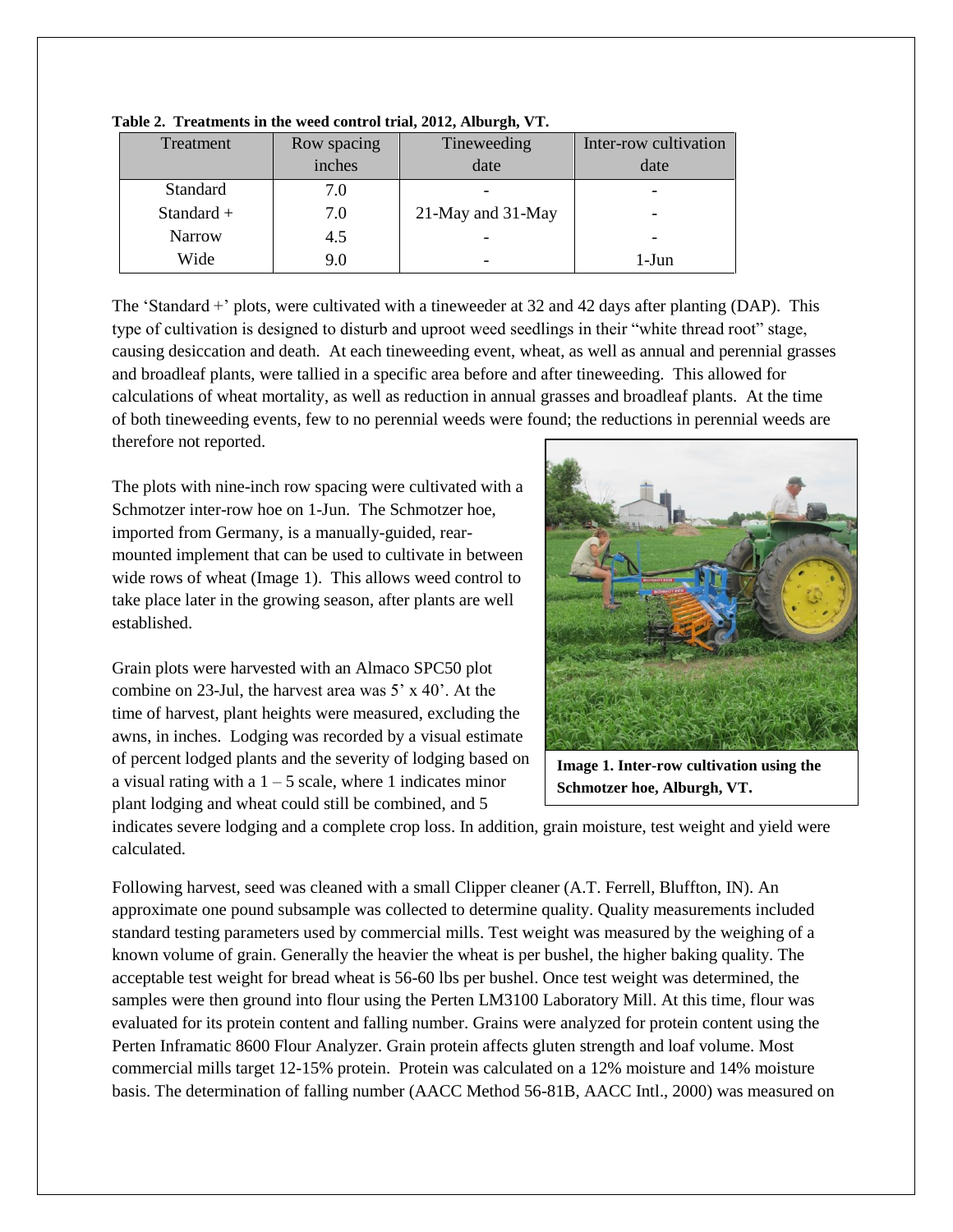**Table 2. Treatments in the weed control trial, 2012, Alburgh, VT.**

| Treatment | Row spacing inches | Tineweeding date | Inter-row cultivation date |
|---|---|---|---|
| Standard | 7.0 | - | - |
| Standard + | 7.0 | 21-May and 31-May | - |
| Narrow | 4.5 | - | - |
| Wide | 9.0 | - | 1-Jun |

The 'Standard +' plots, were cultivated with a tineweeder at 32 and 42 days after planting (DAP). This type of cultivation is designed to disturb and uproot weed seedlings in their "white thread root" stage, causing desiccation and death. At each tineweeding event, wheat, as well as annual and perennial grasses and broadleaf plants, were tallied in a specific area before and after tineweeding. This allowed for calculations of wheat mortality, as well as reduction in annual grasses and broadleaf plants. At the time of both tineweeding events, few to no perennial weeds were found; the reductions in perennial weeds are therefore not reported.

The plots with nine-inch row spacing were cultivated with a Schmotzer inter-row hoe on 1-Jun. The Schmotzer hoe, imported from Germany, is a manually-guided, rear-mounted implement that can be used to cultivate in between wide rows of wheat (Image 1). This allows weed control to take place later in the growing season, after plants are well established.

**Image 1. Inter-row cultivation using the Schmotzer hoe, Alburgh, VT.**

Grain plots were harvested with an Almaco SPC50 plot combine on 23-Jul, the harvest area was 5' x 40'. At the time of harvest, plant heights were measured, excluding the awns, in inches. Lodging was recorded by a visual estimate of percent lodged plants and the severity of lodging based on a visual rating with a 1 – 5 scale, where 1 indicates minor plant lodging and wheat could still be combined, and 5 indicates severe lodging and a complete crop loss. In addition, grain moisture, test weight and yield were calculated.

Following harvest, seed was cleaned with a small Clipper cleaner (A.T. Ferrell, Bluffton, IN). An approximate one pound subsample was collected to determine quality. Quality measurements included standard testing parameters used by commercial mills. Test weight was measured by the weighing of a known volume of grain. Generally the heavier the wheat is per bushel, the higher baking quality. The acceptable test weight for bread wheat is 56-60 lbs per bushel. Once test weight was determined, the samples were then ground into flour using the Perten LM3100 Laboratory Mill. At this time, flour was evaluated for its protein content and falling number. Grains were analyzed for protein content using the Perten Inframatic 8600 Flour Analyzer. Grain protein affects gluten strength and loaf volume. Most commercial mills target 12-15% protein. Protein was calculated on a 12% moisture and 14% moisture basis. The determination of falling number (AACC Method 56-81B, AACC Intl., 2000) was measured on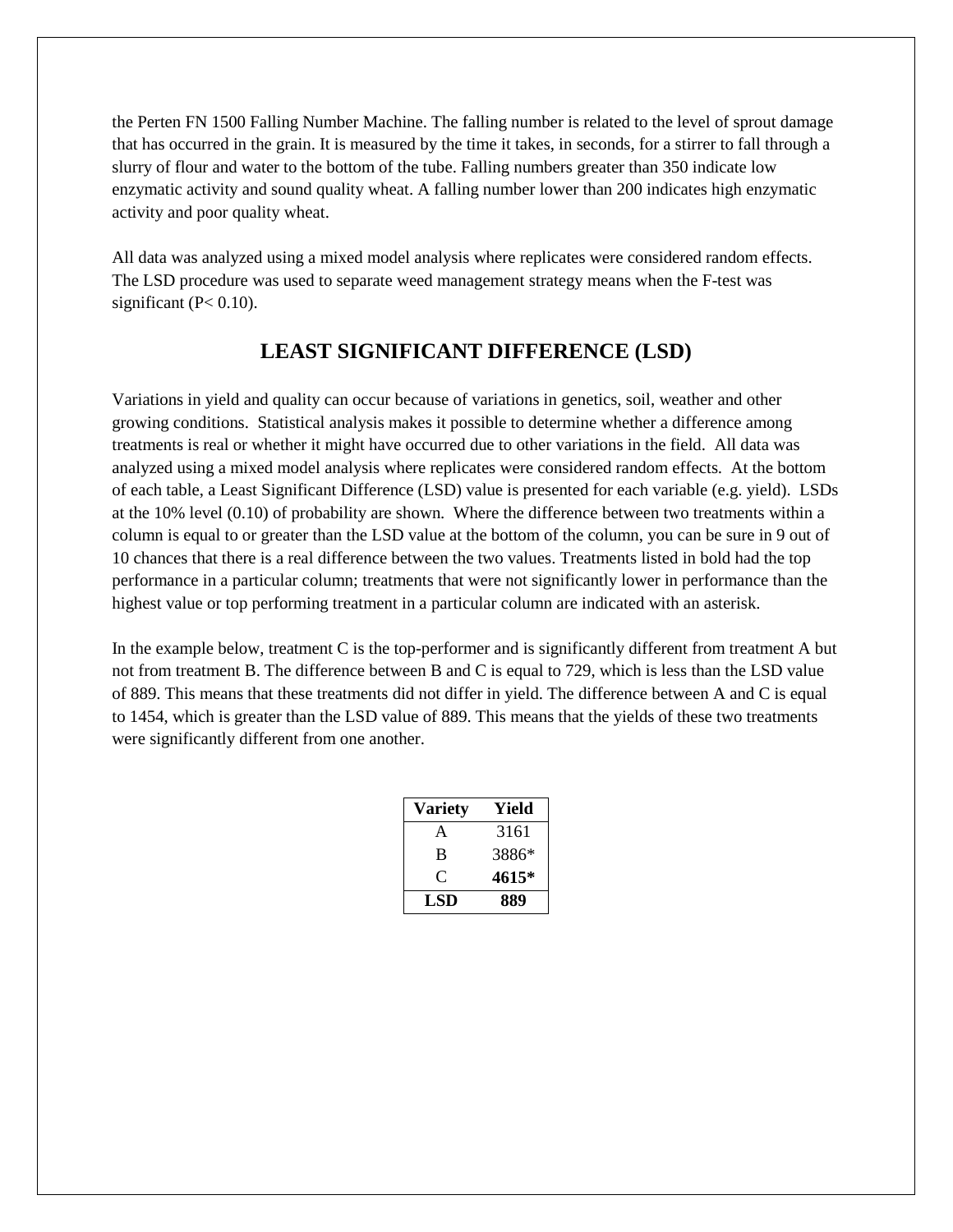the Perten FN 1500 Falling Number Machine. The falling number is related to the level of sprout damage that has occurred in the grain. It is measured by the time it takes, in seconds, for a stirrer to fall through a slurry of flour and water to the bottom of the tube. Falling numbers greater than 350 indicate low enzymatic activity and sound quality wheat. A falling number lower than 200 indicates high enzymatic activity and poor quality wheat.

All data was analyzed using a mixed model analysis where replicates were considered random effects. The LSD procedure was used to separate weed management strategy means when the F-test was significant ($P < 0.10$).

## LEAST SIGNIFICANT DIFFERENCE (LSD)

Variations in yield and quality can occur because of variations in genetics, soil, weather and other growing conditions. Statistical analysis makes it possible to determine whether a difference among treatments is real or whether it might have occurred due to other variations in the field. All data was analyzed using a mixed model analysis where replicates were considered random effects. At the bottom of each table, a Least Significant Difference (LSD) value is presented for each variable (e.g. yield). LSDs at the 10% level (0.10) of probability are shown. Where the difference between two treatments within a column is equal to or greater than the LSD value at the bottom of the column, you can be sure in 9 out of 10 chances that there is a real difference between the two values. Treatments listed in bold had the top performance in a particular column; treatments that were not significantly lower in performance than the highest value or top performing treatment in a particular column are indicated with an asterisk.

In the example below, treatment C is the top-performer and is significantly different from treatment A but not from treatment B. The difference between B and C is equal to 729, which is less than the LSD value of 889. This means that these treatments did not differ in yield. The difference between A and C is equal to 1454, which is greater than the LSD value of 889. This means that the yields of these two treatments were significantly different from one another.

| Variety | Yield |
|---|---|
| A | 3161 |
| B | 3886* |
| C | **4615*** |
| **LSD** | **889** |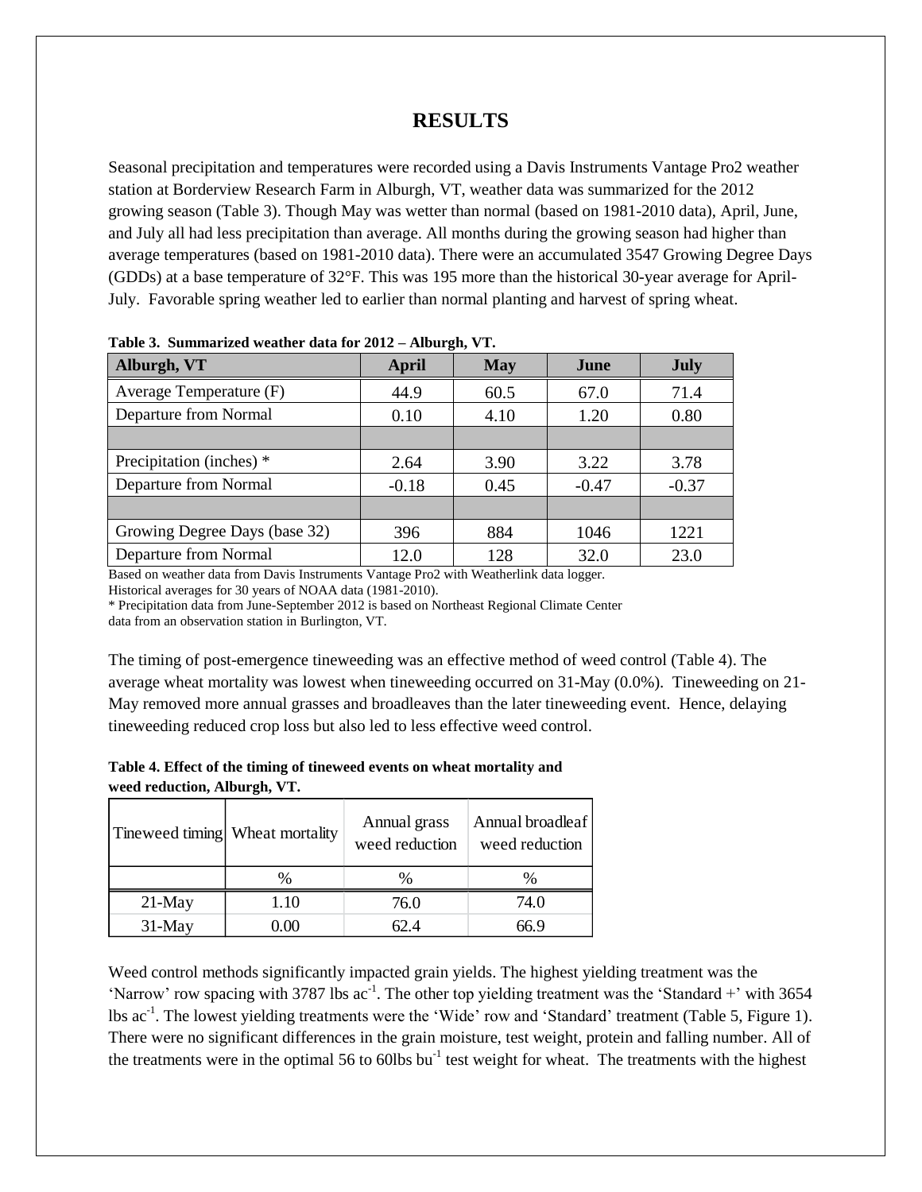# RESULTS

Seasonal precipitation and temperatures were recorded using a Davis Instruments Vantage Pro2 weather station at Borderview Research Farm in Alburgh, VT, weather data was summarized for the 2012 growing season (Table 3). Though May was wetter than normal (based on 1981-2010 data), April, June, and July all had less precipitation than average. All months during the growing season had higher than average temperatures (based on 1981-2010 data). There were an accumulated 3547 Growing Degree Days (GDDs) at a base temperature of 32°F. This was 195 more than the historical 30-year average for April-July. Favorable spring weather led to earlier than normal planting and harvest of spring wheat.

**Table 3. Summarized weather data for 2012 – Alburgh, VT.**

| Alburgh, VT | April | May | June | July |
|---|---|---|---|---|
| Average Temperature (F) | 44.9 | 60.5 | 67.0 | 71.4 |
| Departure from Normal | 0.10 | 4.10 | 1.20 | 0.80 |
| | | | | |
| Precipitation (inches) * | 2.64 | 3.90 | 3.22 | 3.78 |
| Departure from Normal | -0.18 | 0.45 | -0.47 | -0.37 |
| | | | | |
| Growing Degree Days (base 32) | 396 | 884 | 1046 | 1221 |
| Departure from Normal | 12.0 | 128 | 32.0 | 23.0 |

Based on weather data from Davis Instruments Vantage Pro2 with Weatherlink data logger.
Historical averages for 30 years of NOAA data (1981-2010).
* Precipitation data from June-September 2012 is based on Northeast Regional Climate Center data from an observation station in Burlington, VT.

The timing of post-emergence tineweeding was an effective method of weed control (Table 4). The average wheat mortality was lowest when tineweeding occurred on 31-May (0.0%). Tineweeding on 21-May removed more annual grasses and broadleaves than the later tineweeding event. Hence, delaying tineweeding reduced crop loss but also led to less effective weed control.

**Table 4. Effect of the timing of tineweed events on wheat mortality and weed reduction, Alburgh, VT.**

| Tineweed timing | Wheat mortality | Annual grass weed reduction | Annual broadleaf weed reduction |
|---|---|---|---|
| | % | % | % |
| 21-May | 1.10 | 76.0 | 74.0 |
| 31-May | 0.00 | 62.4 | 66.9 |

Weed control methods significantly impacted grain yields. The highest yielding treatment was the 'Narrow' row spacing with 3787 lbs $ac^{-1}$. The other top yielding treatment was the 'Standard +' with 3654 lbs $ac^{-1}$. The lowest yielding treatments were the 'Wide' row and 'Standard' treatment (Table 5, Figure 1). There were no significant differences in the grain moisture, test weight, protein and falling number. All of the treatments were in the optimal 56 to 60lbs $bu^{-1}$ test weight for wheat. The treatments with the highest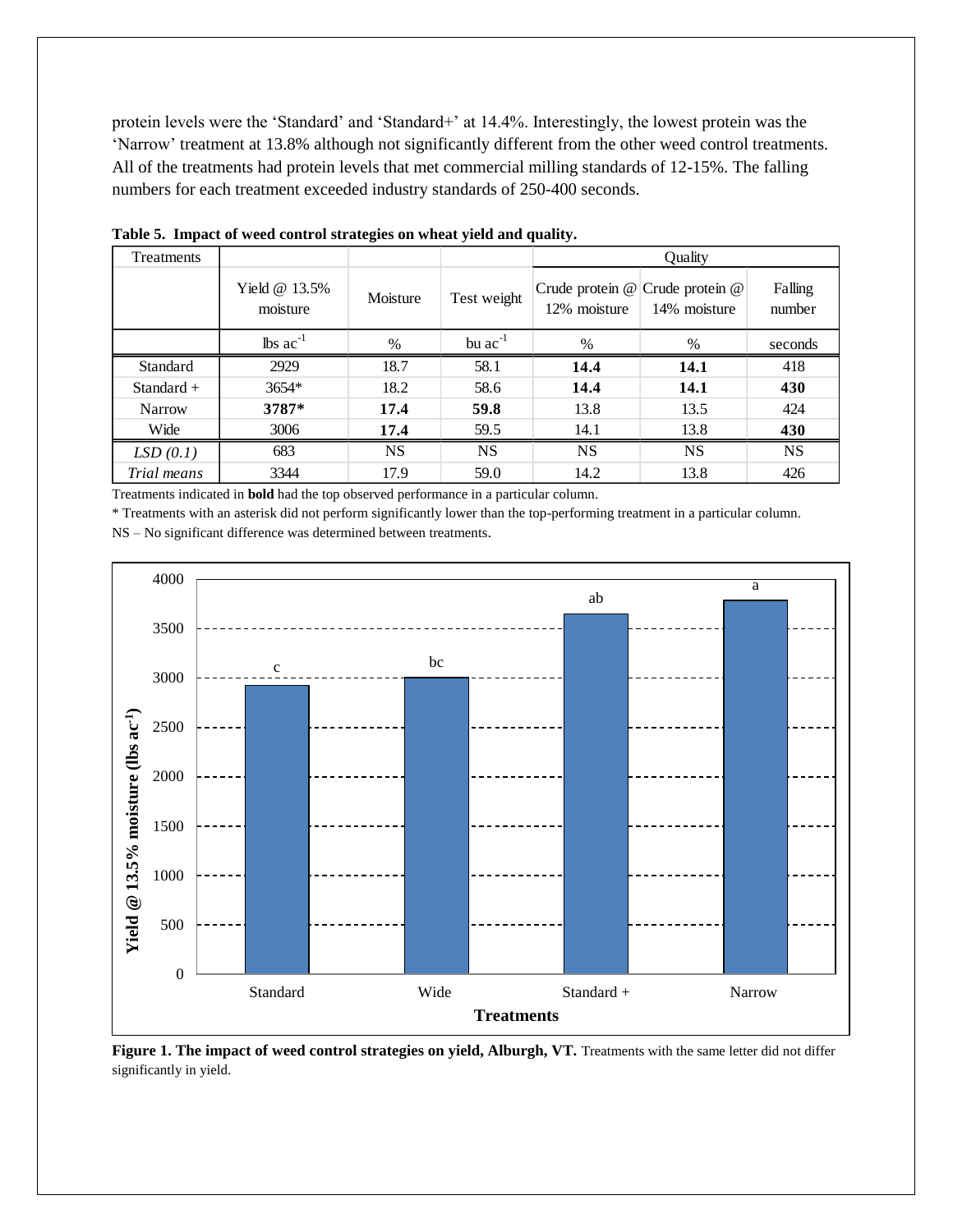protein levels were the 'Standard' and 'Standard+' at 14.4%. Interestingly, the lowest protein was the 'Narrow' treatment at 13.8% although not significantly different from the other weed control treatments. All of the treatments had protein levels that met commercial milling standards of 12-15%. The falling numbers for each treatment exceeded industry standards of 250-400 seconds.

**Table 5. Impact of weed control strategies on wheat yield and quality.**

| Treatments | | | | Quality | | |
|---|---|---|---|---|---|---|
| | Yield @ 13.5% moisture | Moisture | Test weight | Crude protein @ 12% moisture | Crude protein @ 14% moisture | Falling number |
| | lbs ac$^{-1}$ | % | bu ac$^{-1}$ | % | % | seconds |
| Standard | 2929 | 18.7 | 58.1 | **14.4** | **14.1** | 418 |
| Standard + | 3654* | 18.2 | 58.6 | **14.4** | **14.1** | **430** |
| Narrow | **3787*** | **17.4** | **59.8** | 13.8 | 13.5 | 424 |
| Wide | 3006 | **17.4** | 59.5 | 14.1 | 13.8 | **430** |
| *LSD (0.1)* | 683 | NS | NS | NS | NS | NS |
| *Trial means* | 3344 | 17.9 | 59.0 | 14.2 | 13.8 | 426 |

Treatments indicated in **bold** had the top observed performance in a particular column.

* Treatments with an asterisk did not perform significantly lower than the top-performing treatment in a particular column.

NS – No significant difference was determined between treatments.

**Figure 1. The impact of weed control strategies on yield, Alburgh, VT.** Treatments with the same letter did not differ significantly in yield.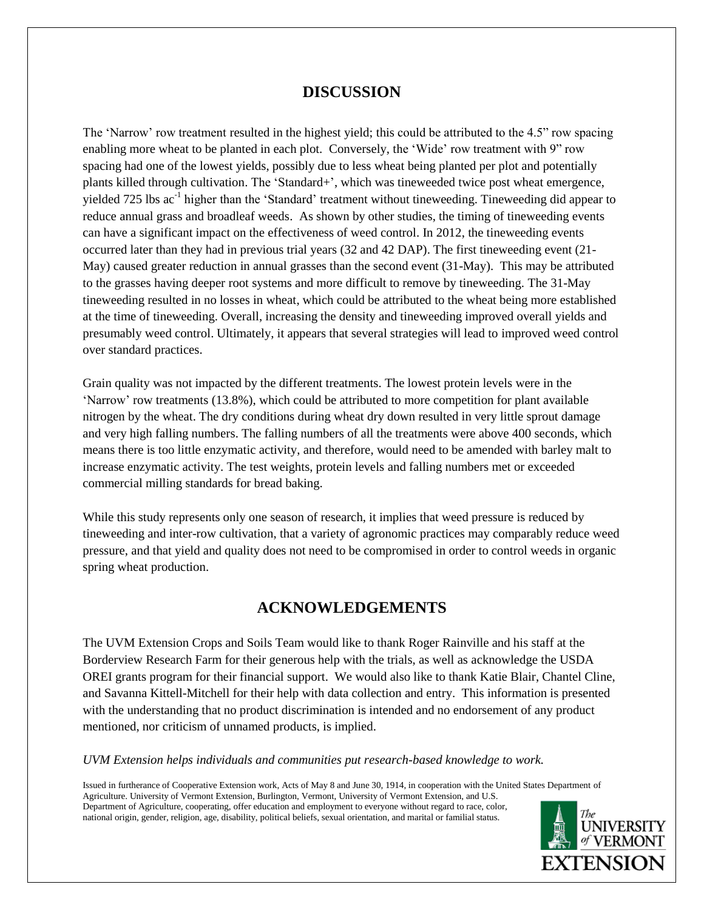## DISCUSSION

The 'Narrow' row treatment resulted in the highest yield; this could be attributed to the 4.5" row spacing enabling more wheat to be planted in each plot. Conversely, the 'Wide' row treatment with 9" row spacing had one of the lowest yields, possibly due to less wheat being planted per plot and potentially plants killed through cultivation. The 'Standard+', which was tineweeded twice post wheat emergence, yielded 725 lbs $ac^{-1}$ higher than the 'Standard' treatment without tineweeding. Tineweeding did appear to reduce annual grass and broadleaf weeds. As shown by other studies, the timing of tineweeding events can have a significant impact on the effectiveness of weed control. In 2012, the tineweeding events occurred later than they had in previous trial years (32 and 42 DAP). The first tineweeding event (21-May) caused greater reduction in annual grasses than the second event (31-May). This may be attributed to the grasses having deeper root systems and more difficult to remove by tineweeding. The 31-May tineweeding resulted in no losses in wheat, which could be attributed to the wheat being more established at the time of tineweeding. Overall, increasing the density and tineweeding improved overall yields and presumably weed control. Ultimately, it appears that several strategies will lead to improved weed control over standard practices.

Grain quality was not impacted by the different treatments. The lowest protein levels were in the 'Narrow' row treatments (13.8%), which could be attributed to more competition for plant available nitrogen by the wheat. The dry conditions during wheat dry down resulted in very little sprout damage and very high falling numbers. The falling numbers of all the treatments were above 400 seconds, which means there is too little enzymatic activity, and therefore, would need to be amended with barley malt to increase enzymatic activity. The test weights, protein levels and falling numbers met or exceeded commercial milling standards for bread baking.

While this study represents only one season of research, it implies that weed pressure is reduced by tineweeding and inter-row cultivation, that a variety of agronomic practices may comparably reduce weed pressure, and that yield and quality does not need to be compromised in order to control weeds in organic spring wheat production.

## ACKNOWLEDGEMENTS

The UVM Extension Crops and Soils Team would like to thank Roger Rainville and his staff at the Borderview Research Farm for their generous help with the trials, as well as acknowledge the USDA OREI grants program for their financial support. We would also like to thank Katie Blair, Chantel Cline, and Savanna Kittell-Mitchell for their help with data collection and entry. This information is presented with the understanding that no product discrimination is intended and no endorsement of any product mentioned, nor criticism of unnamed products, is implied.

*UVM Extension helps individuals and communities put research-based knowledge to work.*

Issued in furtherance of Cooperative Extension work, Acts of May 8 and June 30, 1914, in cooperation with the United States Department of Agriculture. University of Vermont Extension, Burlington, Vermont, University of Vermont Extension, and U.S. Department of Agriculture, cooperating, offer education and employment to everyone without regard to race, color, national origin, gender, religion, age, disability, political beliefs, sexual orientation, and marital or familial status.

The University of Vermont Extension